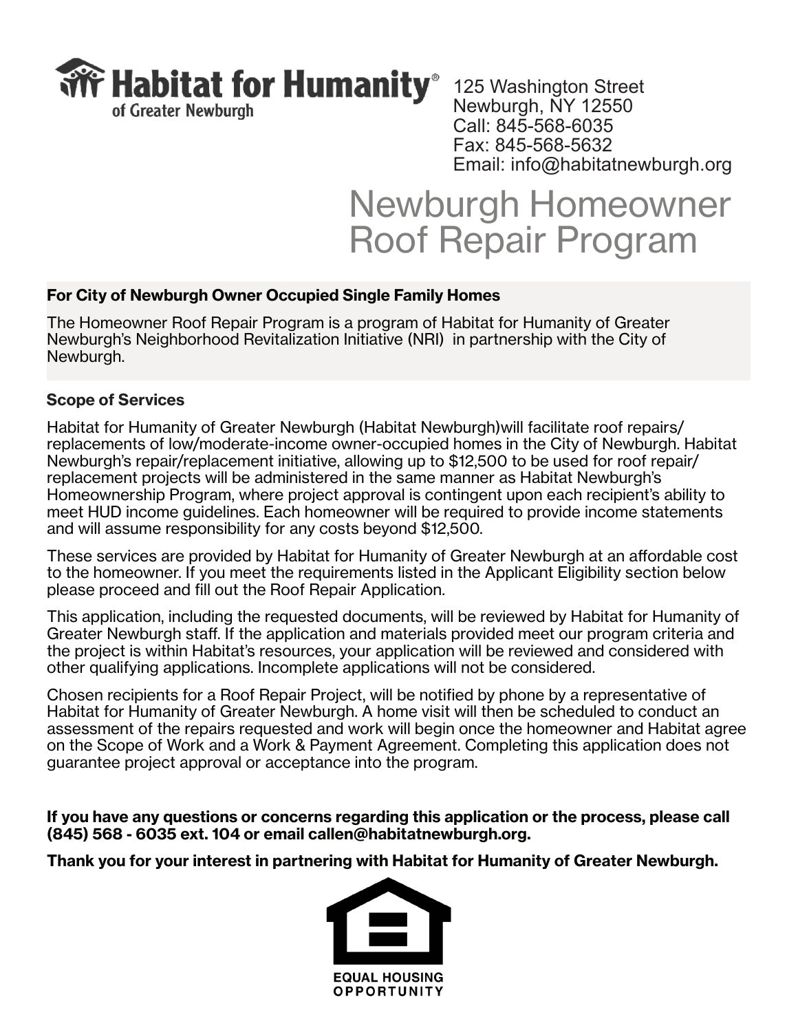**Habitat for Humanity®**
of Greater Newburgh

125 Washington Street
Newburgh, NY 12550
Call: 845-568-6035
Fax: 845-568-5632
Email: info@habitatnewburgh.org

# Newburgh Homeowner Roof Repair Program

**For City of Newburgh Owner Occupied Single Family Homes**

The Homeowner Roof Repair Program is a program of Habitat for Humanity of Greater Newburgh's Neighborhood Revitalization Initiative (NRI) in partnership with the City of Newburgh.

### Scope of Services

Habitat for Humanity of Greater Newburgh (Habitat Newburgh)will facilitate roof repairs/replacements of low/moderate-income owner-occupied homes in the City of Newburgh. Habitat Newburgh's repair/replacement initiative, allowing up to $12,500 to be used for roof repair/replacement projects will be administered in the same manner as Habitat Newburgh's Homeownership Program, where project approval is contingent upon each recipient's ability to meet HUD income guidelines. Each homeowner will be required to provide income statements and will assume responsibility for any costs beyond $12,500.

These services are provided by Habitat for Humanity of Greater Newburgh at an affordable cost to the homeowner. If you meet the requirements listed in the Applicant Eligibility section below please proceed and fill out the Roof Repair Application.

This application, including the requested documents, will be reviewed by Habitat for Humanity of Greater Newburgh staff. If the application and materials provided meet our program criteria and the project is within Habitat's resources, your application will be reviewed and considered with other qualifying applications. Incomplete applications will not be considered.

Chosen recipients for a Roof Repair Project, will be notified by phone by a representative of Habitat for Humanity of Greater Newburgh. A home visit will then be scheduled to conduct an assessment of the repairs requested and work will begin once the homeowner and Habitat agree on the Scope of Work and a Work & Payment Agreement. Completing this application does not guarantee project approval or acceptance into the program.

**If you have any questions or concerns regarding this application or the process, please call (845) 568 - 6035 ext. 104 or email callen@habitatnewburgh.org.**

**Thank you for your interest in partnering with Habitat for Humanity of Greater Newburgh.**

EQUAL HOUSING OPPORTUNITY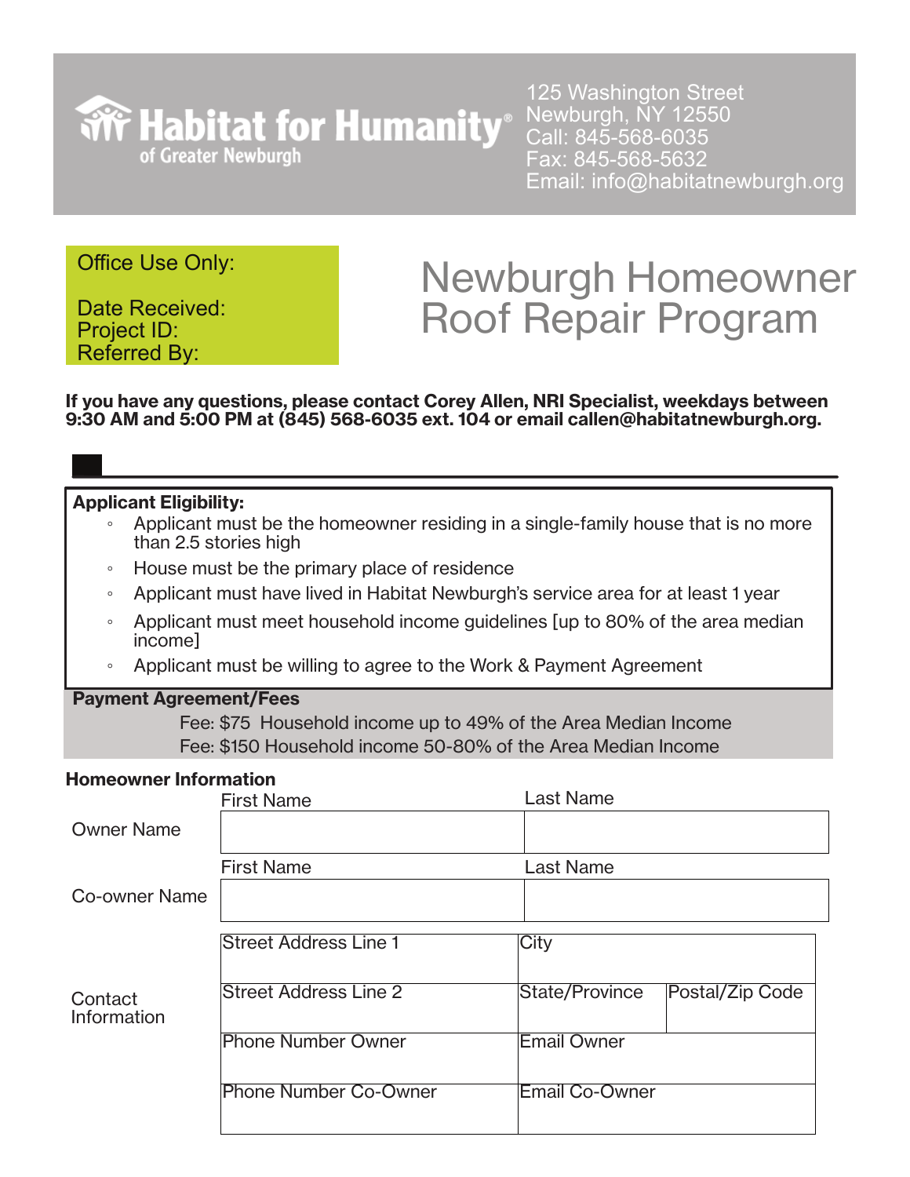**Habitat for Humanity® of Greater Newburgh**

125 Washington Street
Newburgh, NY 12550
Call: 845-568-6035
Fax: 845-568-5632
Email: info@habitatnewburgh.org

Office Use Only:

Date Received:
Project ID:
Referred By:

# Newburgh Homeowner Roof Repair Program

**If you have any questions, please contact Corey Allen, NRI Specialist, weekdays between 9:30 AM and 5:00 PM at (845) 568-6035 ext. 104 or email callen@habitatnewburgh.org.**

**Applicant Eligibility:**

- Applicant must be the homeowner residing in a single-family house that is no more than 2.5 stories high
- House must be the primary place of residence
- Applicant must have lived in Habitat Newburgh's service area for at least 1 year
- Applicant must meet household income guidelines [up to 80% of the area median income]
- Applicant must be willing to agree to the Work & Payment Agreement

**Payment Agreement/Fees**

Fee: $75 Household income up to 49% of the Area Median Income
Fee: $150 Household income 50-80% of the Area Median Income

**Homeowner Information**

| | First Name | Last Name |
|---|---|---|
| Owner Name | | |
| | First Name | Last Name |
| Co-owner Name | | |

| | | | |
|---|---|---|---|
| Contact Information | Street Address Line 1 | City | |
| | Street Address Line 2 | State/Province | Postal/Zip Code |
| | Phone Number Owner | Email Owner | |
| | Phone Number Co-Owner | Email Co-Owner | |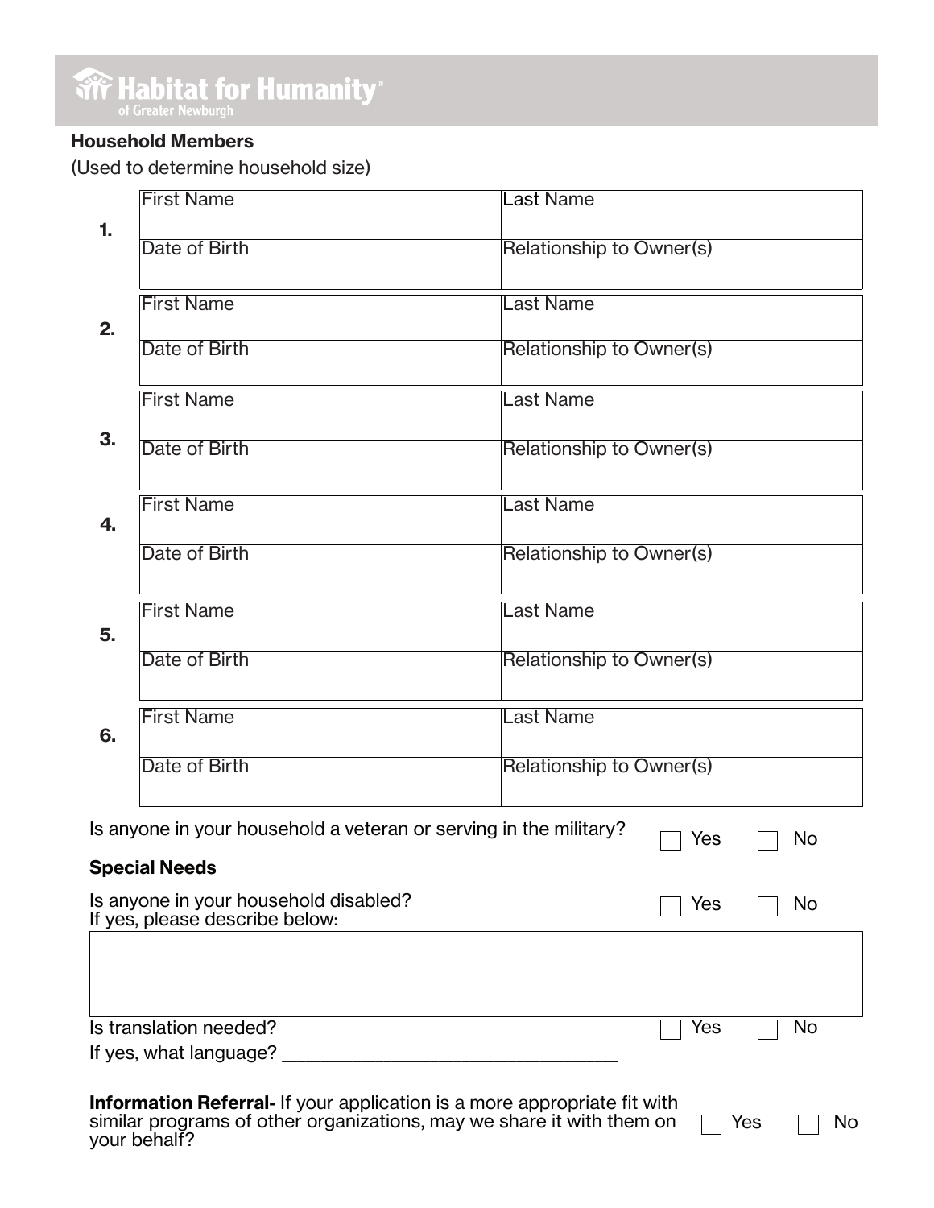**Household Members**

(Used to determine household size)

| # | | |
|---|---|---|
| 1. | First Name | Last Name |
| | Date of Birth | Relationship to Owner(s) |
| 2. | First Name | Last Name |
| | Date of Birth | Relationship to Owner(s) |
| 3. | First Name | Last Name |
| | Date of Birth | Relationship to Owner(s) |
| 4. | First Name | Last Name |
| | Date of Birth | Relationship to Owner(s) |
| 5. | First Name | Last Name |
| | Date of Birth | Relationship to Owner(s) |
| 6. | First Name | Last Name |
| | Date of Birth | Relationship to Owner(s) |

Is anyone in your household a veteran or serving in the military? ☐ Yes ☐ No

**Special Needs**

Is anyone in your household disabled? ☐ Yes ☐ No
If yes, please describe below:

Is translation needed? ☐ Yes ☐ No

If yes, what language? ___________________________________

**Information Referral-** If your application is a more appropriate fit with similar programs of other organizations, may we share it with them on your behalf? ☐ Yes ☐ No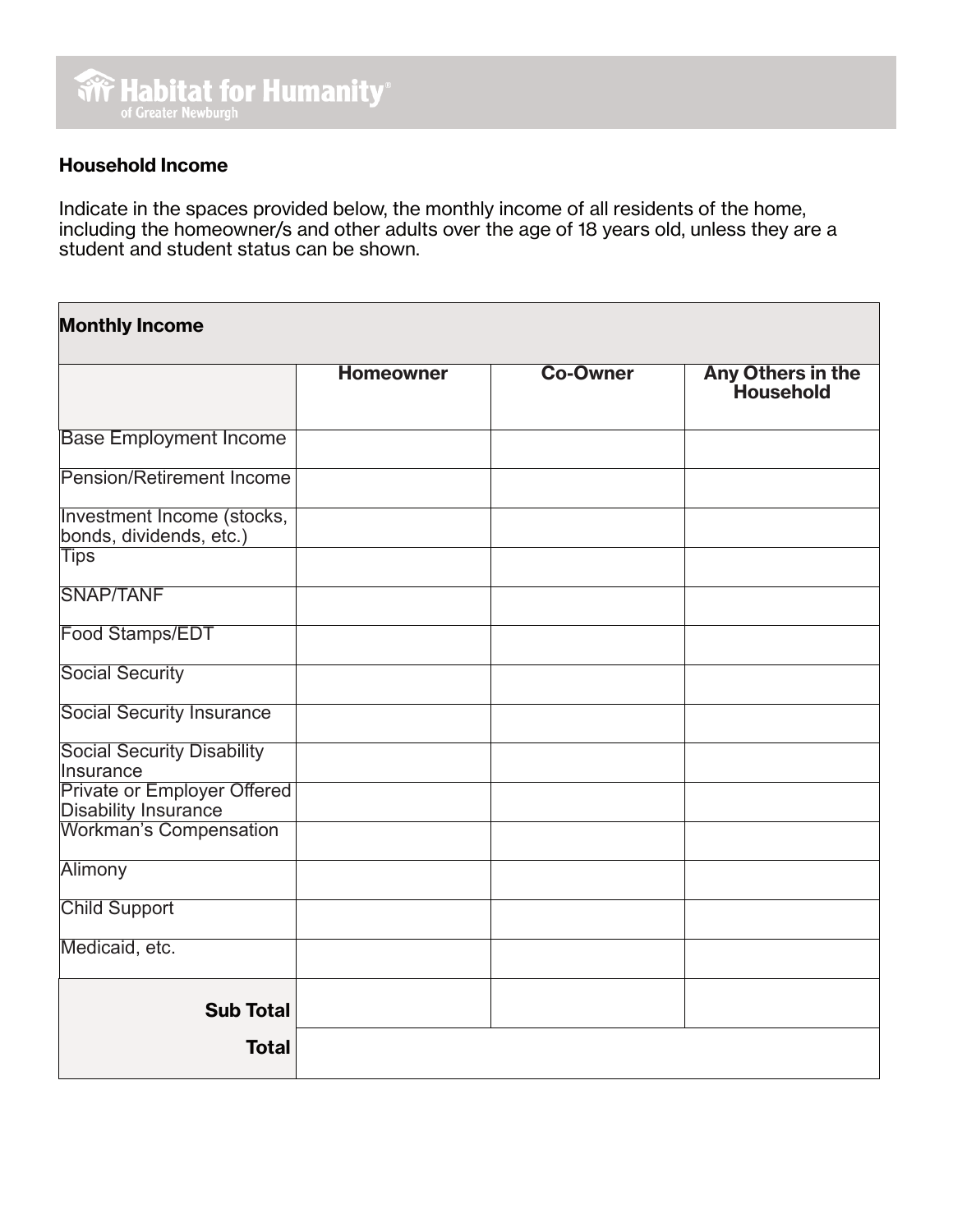## Household Income

Indicate in the spaces provided below, the monthly income of all residents of the home, including the homeowner/s and other adults over the age of 18 years old, unless they are a student and student status can be shown.

| **Monthly Income** | | | |
|---|---|---|---|
| | **Homeowner** | **Co-Owner** | **Any Others in the Household** |
| Base Employment Income | | | |
| Pension/Retirement Income | | | |
| Investment Income (stocks, bonds, dividends, etc.) | | | |
| Tips | | | |
| SNAP/TANF | | | |
| Food Stamps/EDT | | | |
| Social Security | | | |
| Social Security Insurance | | | |
| Social Security Disability Insurance | | | |
| Private or Employer Offered Disability Insurance | | | |
| Workman's Compensation | | | |
| Alimony | | | |
| Child Support | | | |
| Medicaid, etc. | | | |
| **Sub Total** | | | |
| **Total** | | | |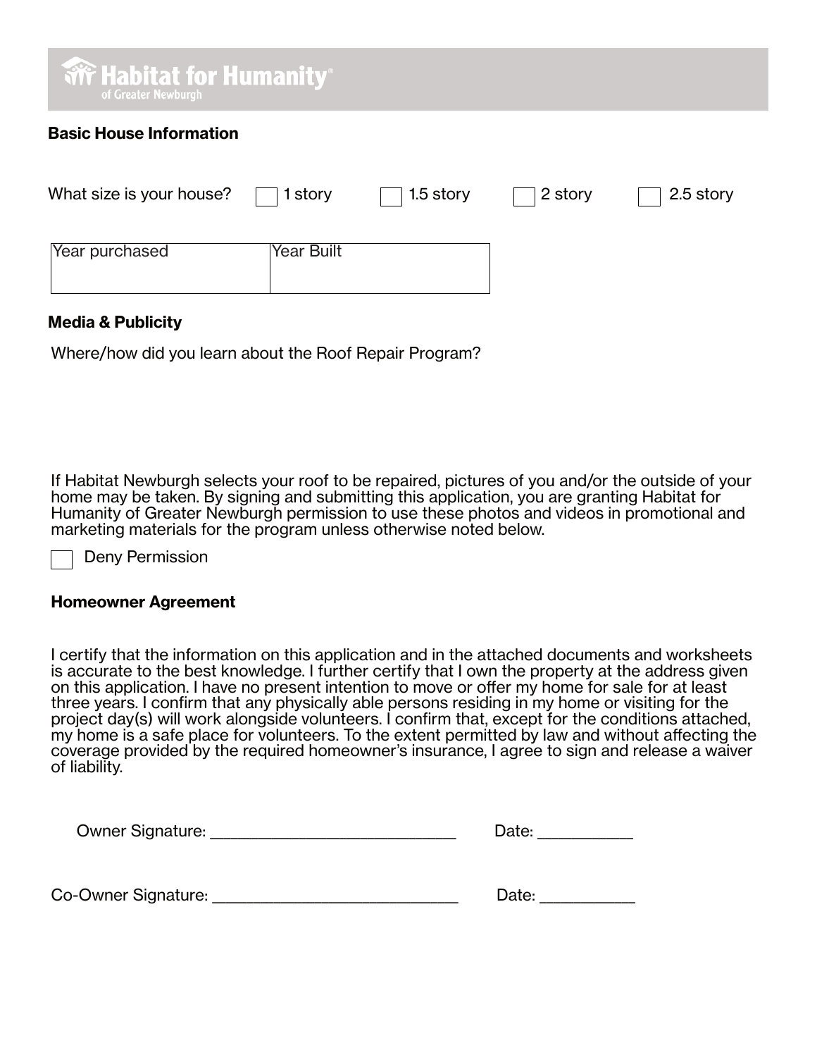Habitat for Humanity®
of Greater Newburgh

**Basic House Information**

What size is your house? ☐ 1 story ☐ 1.5 story ☐ 2 story ☐ 2.5 story

| Year purchased | Year Built |
| --- | --- |
| | |

**Media & Publicity**

Where/how did you learn about the Roof Repair Program?

If Habitat Newburgh selects your roof to be repaired, pictures of you and/or the outside of your home may be taken. By signing and submitting this application, you are granting Habitat for Humanity of Greater Newburgh permission to use these photos and videos in promotional and marketing materials for the program unless otherwise noted below.

☐ Deny Permission

**Homeowner Agreement**

I certify that the information on this application and in the attached documents and worksheets is accurate to the best knowledge. I further certify that I own the property at the address given on this application. I have no present intention to move or offer my home for sale for at least three years. I confirm that any physically able persons residing in my home or visiting for the project day(s) will work alongside volunteers. I confirm that, except for the conditions attached, my home is a safe place for volunteers. To the extent permitted by law and without affecting the coverage provided by the required homeowner's insurance, I agree to sign and release a waiver of liability.

Owner Signature: ____________________________ Date: ___________

Co-Owner Signature: ____________________________ Date: ___________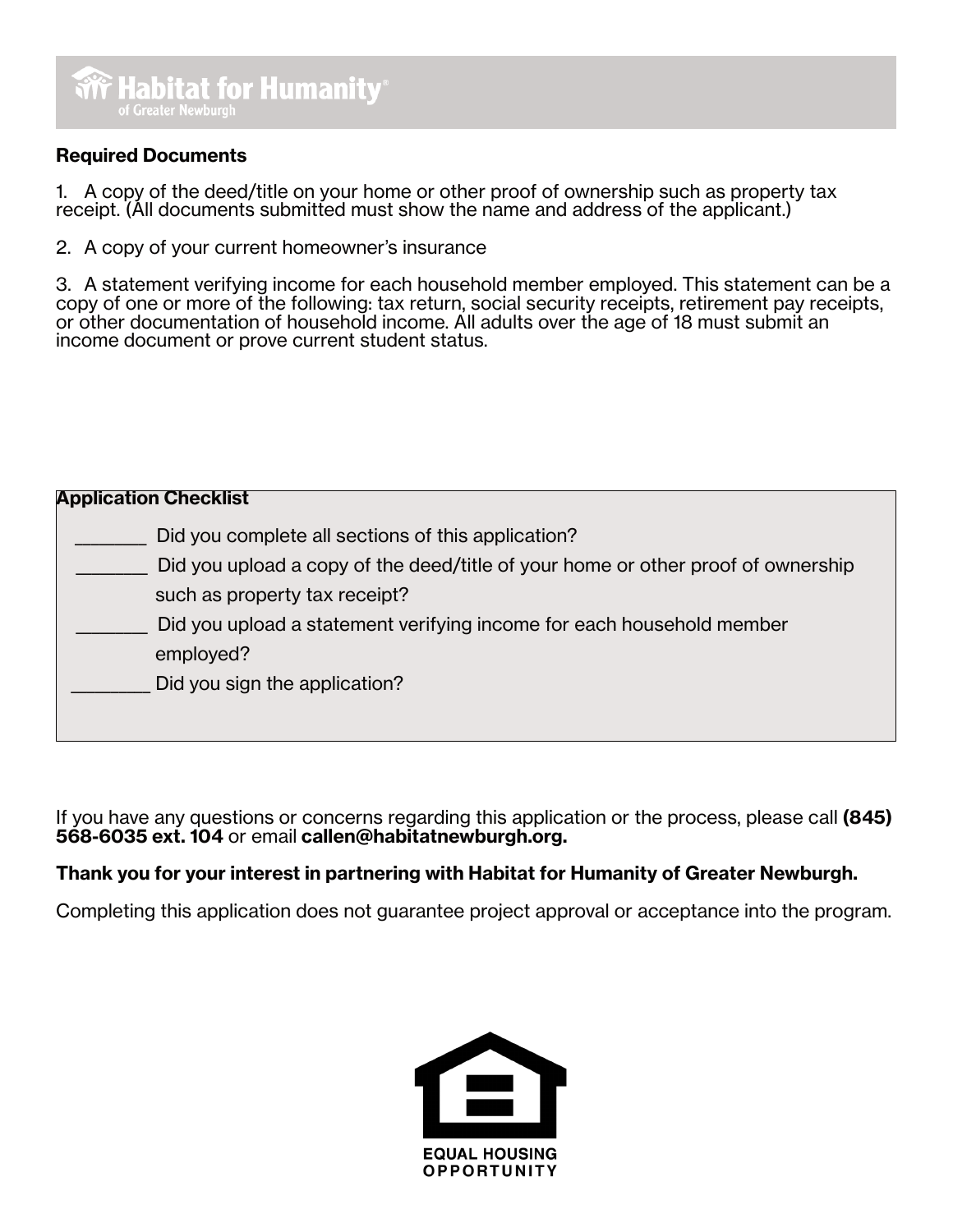**Required Documents**

1. A copy of the deed/title on your home or other proof of ownership such as property tax receipt. (All documents submitted must show the name and address of the applicant.)

2. A copy of your current homeowner's insurance

3. A statement verifying income for each household member employed. This statement can be a copy of one or more of the following: tax return, social security receipts, retirement pay receipts, or other documentation of household income. All adults over the age of 18 must submit an income document or prove current student status.

**Application Checklist**

_______ Did you complete all sections of this application?

_______ Did you upload a copy of the deed/title of your home or other proof of ownership such as property tax receipt?

_______ Did you upload a statement verifying income for each household member employed?

________ Did you sign the application?

If you have any questions or concerns regarding this application or the process, please call **(845) 568-6035 ext. 104** or email **callen@habitatnewburgh.org.**

**Thank you for your interest in partnering with Habitat for Humanity of Greater Newburgh.**

Completing this application does not guarantee project approval or acceptance into the program.

EQUAL HOUSING OPPORTUNITY